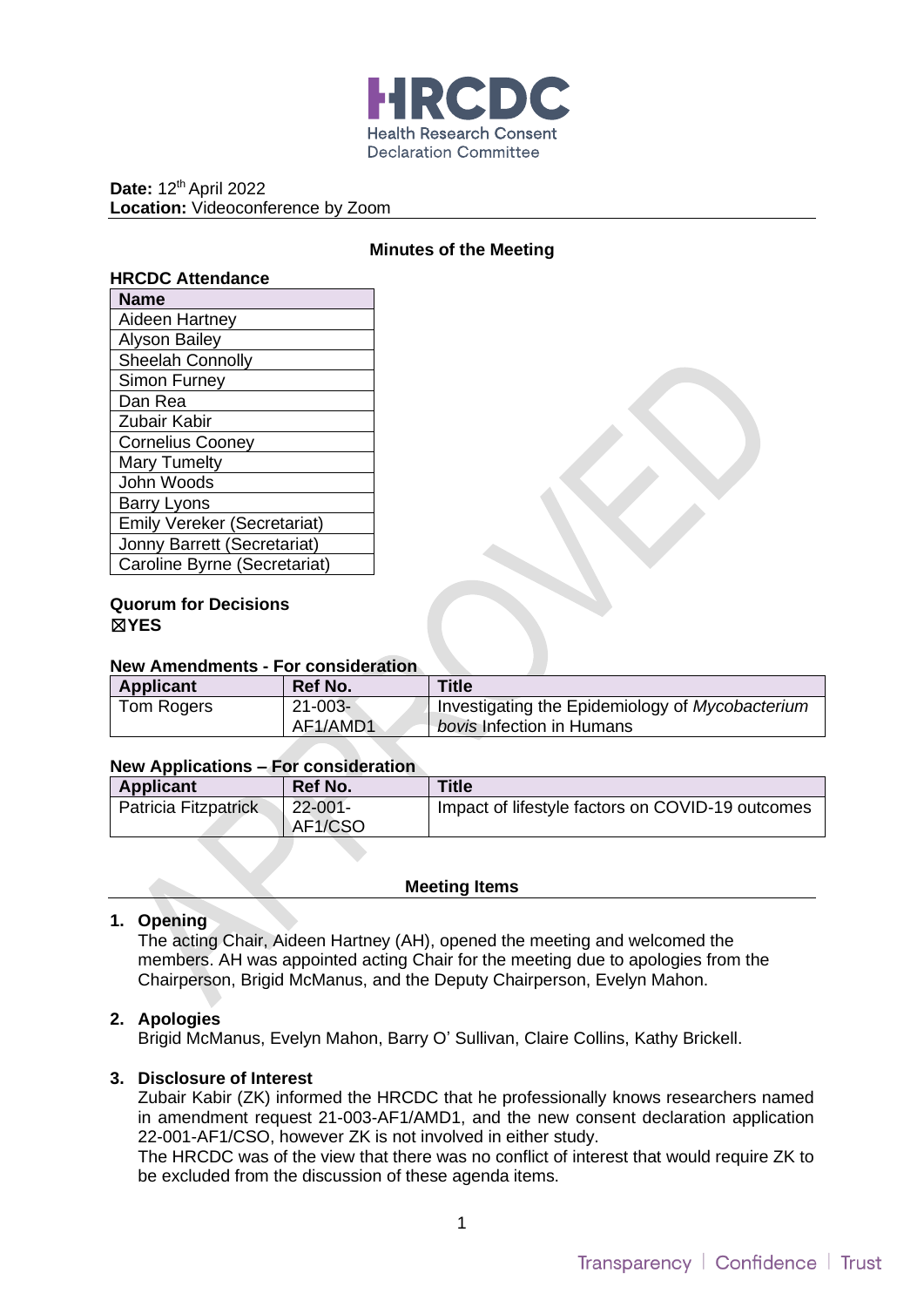HRCDC
Health Research Consent Declaration Committee

**Date:** 12th April 2022
**Location:** Videoconference by Zoom

## Minutes of the Meeting

**HRCDC Attendance**

| Name |
|---|
| Aideen Hartney |
| Alyson Bailey |
| Sheelah Connolly |
| Simon Furney |
| Dan Rea |
| Zubair Kabir |
| Cornelius Cooney |
| Mary Tumelty |
| John Woods |
| Barry Lyons |
| Emily Vereker (Secretariat) |
| Jonny Barrett (Secretariat) |
| Caroline Byrne (Secretariat) |

**Quorum for Decisions**
☒**YES**

**New Amendments - For consideration**

| Applicant | Ref No. | Title |
|---|---|---|
| Tom Rogers | 21-003-AF1/AMD1 | Investigating the Epidemiology of *Mycobacterium bovis* Infection in Humans |

**New Applications – For consideration**

| Applicant | Ref No. | Title |
|---|---|---|
| Patricia Fitzpatrick | 22-001-AF1/CSO | Impact of lifestyle factors on COVID-19 outcomes |

## Meeting Items

**1. Opening**
The acting Chair, Aideen Hartney (AH), opened the meeting and welcomed the members. AH was appointed acting Chair for the meeting due to apologies from the Chairperson, Brigid McManus, and the Deputy Chairperson, Evelyn Mahon.

**2. Apologies**
Brigid McManus, Evelyn Mahon, Barry O' Sullivan, Claire Collins, Kathy Brickell.

**3. Disclosure of Interest**
Zubair Kabir (ZK) informed the HRCDC that he professionally knows researchers named in amendment request 21-003-AF1/AMD1, and the new consent declaration application 22-001-AF1/CSO, however ZK is not involved in either study.
The HRCDC was of the view that there was no conflict of interest that would require ZK to be excluded from the discussion of these agenda items.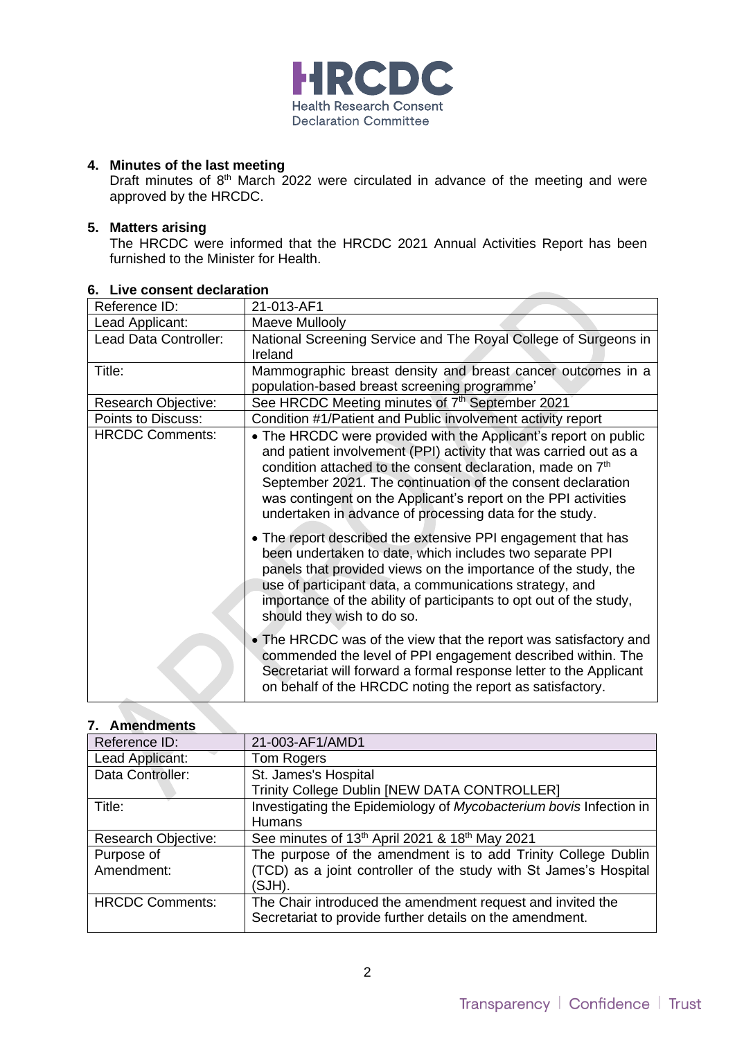## 4. Minutes of the last meeting

Draft minutes of 8th March 2022 were circulated in advance of the meeting and were approved by the HRCDC.

## 5. Matters arising

The HRCDC were informed that the HRCDC 2021 Annual Activities Report has been furnished to the Minister for Health.

## 6. Live consent declaration

| | |
|---|---|
| Reference ID: | 21-013-AF1 |
| Lead Applicant: | Maeve Mullooly |
| Lead Data Controller: | National Screening Service and The Royal College of Surgeons in Ireland |
| Title: | Mammographic breast density and breast cancer outcomes in a population-based breast screening programme' |
| Research Objective: | See HRCDC Meeting minutes of 7th September 2021 |
| Points to Discuss: | Condition #1/Patient and Public involvement activity report |
| HRCDC Comments: | • The HRCDC were provided with the Applicant's report on public and patient involvement (PPI) activity that was carried out as a condition attached to the consent declaration, made on 7th September 2021. The continuation of the consent declaration was contingent on the Applicant's report on the PPI activities undertaken in advance of processing data for the study.<br>• The report described the extensive PPI engagement that has been undertaken to date, which includes two separate PPI panels that provided views on the importance of the study, the use of participant data, a communications strategy, and importance of the ability of participants to opt out of the study, should they wish to do so.<br>• The HRCDC was of the view that the report was satisfactory and commended the level of PPI engagement described within. The Secretariat will forward a formal response letter to the Applicant on behalf of the HRCDC noting the report as satisfactory. |

## 7. Amendments

| | |
|---|---|
| Reference ID: | 21-003-AF1/AMD1 |
| Lead Applicant: | Tom Rogers |
| Data Controller: | St. James's Hospital<br>Trinity College Dublin [NEW DATA CONTROLLER] |
| Title: | Investigating the Epidemiology of *Mycobacterium bovis* Infection in Humans |
| Research Objective: | See minutes of 13th April 2021 & 18th May 2021 |
| Purpose of Amendment: | The purpose of the amendment is to add Trinity College Dublin (TCD) as a joint controller of the study with St James's Hospital (SJH). |
| HRCDC Comments: | The Chair introduced the amendment request and invited the Secretariat to provide further details on the amendment. |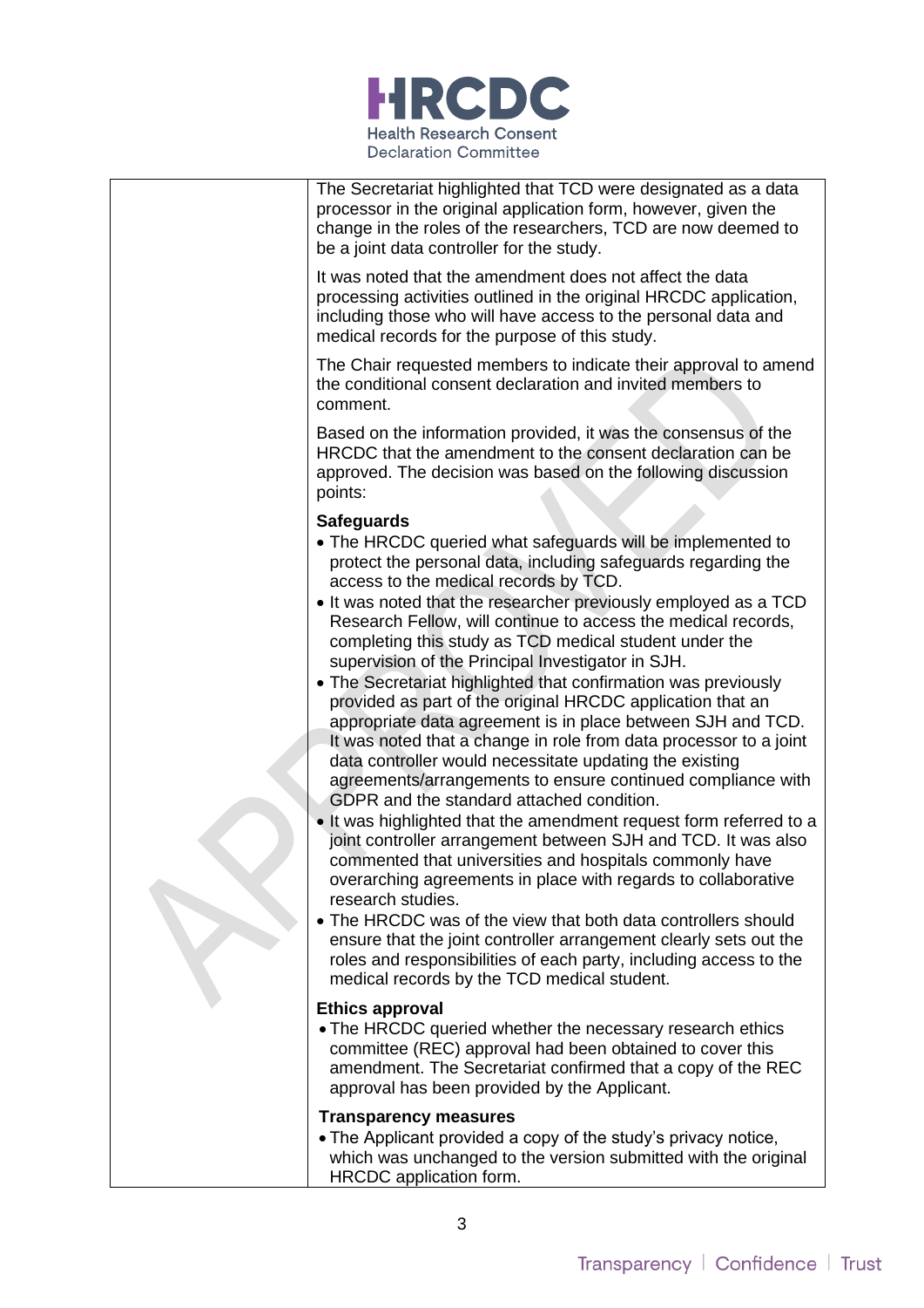| | |
|---|---|
| | The Secretariat highlighted that TCD were designated as a data processor in the original application form, however, given the change in the roles of the researchers, TCD are now deemed to be a joint data controller for the study.<br><br>It was noted that the amendment does not affect the data processing activities outlined in the original HRCDC application, including those who will have access to the personal data and medical records for the purpose of this study.<br><br>The Chair requested members to indicate their approval to amend the conditional consent declaration and invited members to comment.<br><br>Based on the information provided, it was the consensus of the HRCDC that the amendment to the consent declaration can be approved. The decision was based on the following discussion points:<br><br>**Safeguards**<br>• The HRCDC queried what safeguards will be implemented to protect the personal data, including safeguards regarding the access to the medical records by TCD.<br>• It was noted that the researcher previously employed as a TCD Research Fellow, will continue to access the medical records, completing this study as TCD medical student under the supervision of the Principal Investigator in SJH.<br>• The Secretariat highlighted that confirmation was previously provided as part of the original HRCDC application that an appropriate data agreement is in place between SJH and TCD. It was noted that a change in role from data processor to a joint data controller would necessitate updating the existing agreements/arrangements to ensure continued compliance with GDPR and the standard attached condition.<br>• It was highlighted that the amendment request form referred to a joint controller arrangement between SJH and TCD. It was also commented that universities and hospitals commonly have overarching agreements in place with regards to collaborative research studies.<br>• The HRCDC was of the view that both data controllers should ensure that the joint controller arrangement clearly sets out the roles and responsibilities of each party, including access to the medical records by the TCD medical student.<br><br>**Ethics approval**<br>• The HRCDC queried whether the necessary research ethics committee (REC) approval had been obtained to cover this amendment. The Secretariat confirmed that a copy of the REC approval has been provided by the Applicant.<br><br>**Transparency measures**<br>• The Applicant provided a copy of the study's privacy notice, which was unchanged to the version submitted with the original HRCDC application form. |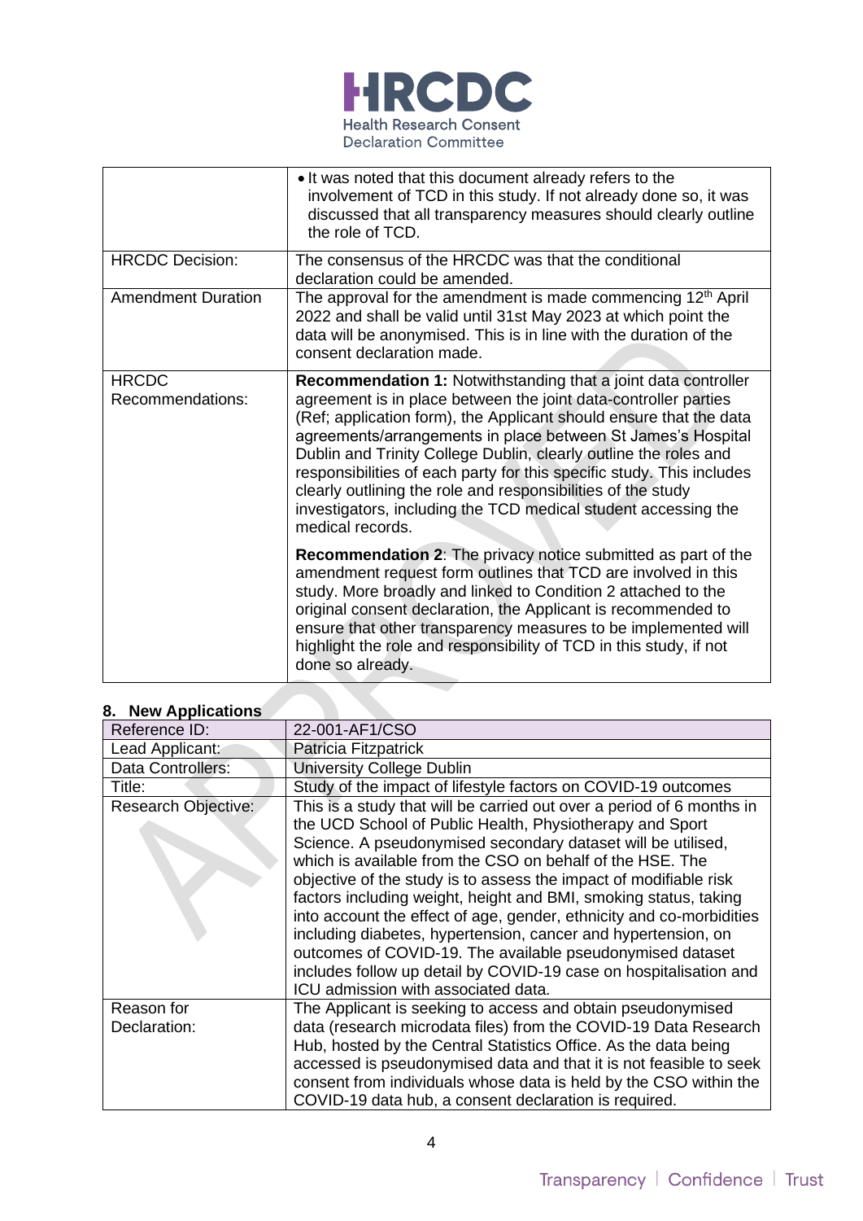| | |
|---|---|
| | • It was noted that this document already refers to the involvement of TCD in this study. If not already done so, it was discussed that all transparency measures should clearly outline the role of TCD. |
| HRCDC Decision: | The consensus of the HRCDC was that the conditional declaration could be amended. |
| Amendment Duration | The approval for the amendment is made commencing 12th April 2022 and shall be valid until 31st May 2023 at which point the data will be anonymised. This is in line with the duration of the consent declaration made. |
| HRCDC Recommendations: | **Recommendation 1:** Notwithstanding that a joint data controller agreement is in place between the joint data-controller parties (Ref; application form), the Applicant should ensure that the data agreements/arrangements in place between St James's Hospital Dublin and Trinity College Dublin, clearly outline the roles and responsibilities of each party for this specific study. This includes clearly outlining the role and responsibilities of the study investigators, including the TCD medical student accessing the medical records.<br><br>**Recommendation 2**: The privacy notice submitted as part of the amendment request form outlines that TCD are involved in this study. More broadly and linked to Condition 2 attached to the original consent declaration, the Applicant is recommended to ensure that other transparency measures to be implemented will highlight the role and responsibility of TCD in this study, if not done so already. |

## 8. New Applications

| | |
|---|---|
| Reference ID: | 22-001-AF1/CSO |
| Lead Applicant: | Patricia Fitzpatrick |
| Data Controllers: | University College Dublin |
| Title: | Study of the impact of lifestyle factors on COVID-19 outcomes |
| Research Objective: | This is a study that will be carried out over a period of 6 months in the UCD School of Public Health, Physiotherapy and Sport Science. A pseudonymised secondary dataset will be utilised, which is available from the CSO on behalf of the HSE. The objective of the study is to assess the impact of modifiable risk factors including weight, height and BMI, smoking status, taking into account the effect of age, gender, ethnicity and co-morbidities including diabetes, hypertension, cancer and hypertension, on outcomes of COVID-19. The available pseudonymised dataset includes follow up detail by COVID-19 case on hospitalisation and ICU admission with associated data. |
| Reason for Declaration: | The Applicant is seeking to access and obtain pseudonymised data (research microdata files) from the COVID-19 Data Research Hub, hosted by the Central Statistics Office. As the data being accessed is pseudonymised data and that it is not feasible to seek consent from individuals whose data is held by the CSO within the COVID-19 data hub, a consent declaration is required. |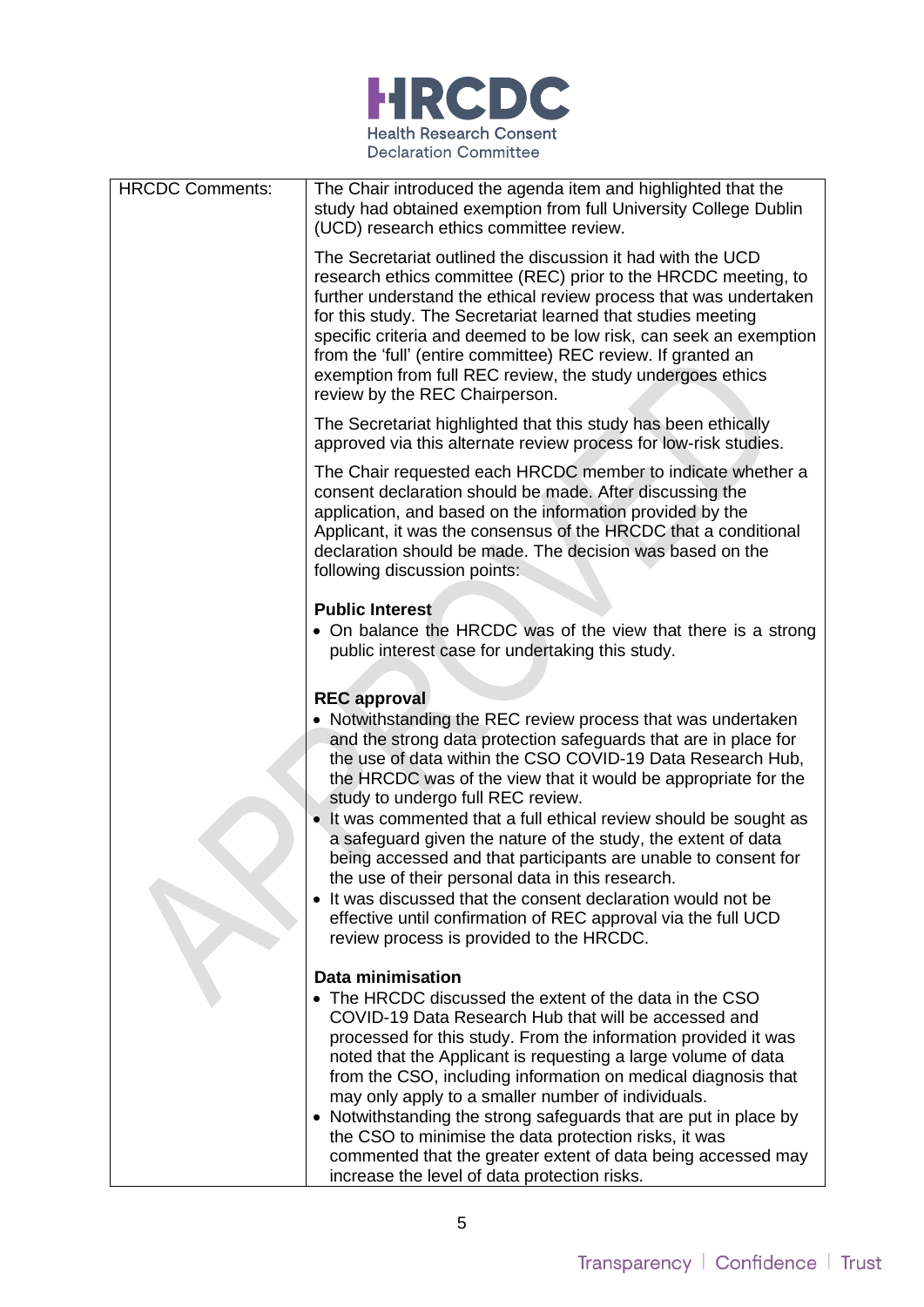| HRCDC Comments: | The Chair introduced the agenda item and highlighted that the study had obtained exemption from full University College Dublin (UCD) research ethics committee review.<br><br>The Secretariat outlined the discussion it had with the UCD research ethics committee (REC) prior to the HRCDC meeting, to further understand the ethical review process that was undertaken for this study. The Secretariat learned that studies meeting specific criteria and deemed to be low risk, can seek an exemption from the 'full' (entire committee) REC review. If granted an exemption from full REC review, the study undergoes ethics review by the REC Chairperson.<br><br>The Secretariat highlighted that this study has been ethically approved via this alternate review process for low-risk studies.<br><br>The Chair requested each HRCDC member to indicate whether a consent declaration should be made. After discussing the application, and based on the information provided by the Applicant, it was the consensus of the HRCDC that a conditional declaration should be made. The decision was based on the following discussion points:<br><br>**Public Interest**<br>• On balance the HRCDC was of the view that there is a strong public interest case for undertaking this study.<br><br>**REC approval**<br>• Notwithstanding the REC review process that was undertaken and the strong data protection safeguards that are in place for the use of data within the CSO COVID-19 Data Research Hub, the HRCDC was of the view that it would be appropriate for the study to undergo full REC review.<br>• It was commented that a full ethical review should be sought as a safeguard given the nature of the study, the extent of data being accessed and that participants are unable to consent for the use of their personal data in this research.<br>• It was discussed that the consent declaration would not be effective until confirmation of REC approval via the full UCD review process is provided to the HRCDC.<br><br>**Data minimisation**<br>• The HRCDC discussed the extent of the data in the CSO COVID-19 Data Research Hub that will be accessed and processed for this study. From the information provided it was noted that the Applicant is requesting a large volume of data from the CSO, including information on medical diagnosis that may only apply to a smaller number of individuals.<br>• Notwithstanding the strong safeguards that are put in place by the CSO to minimise the data protection risks, it was commented that the greater extent of data being accessed may increase the level of data protection risks. |
|---|---|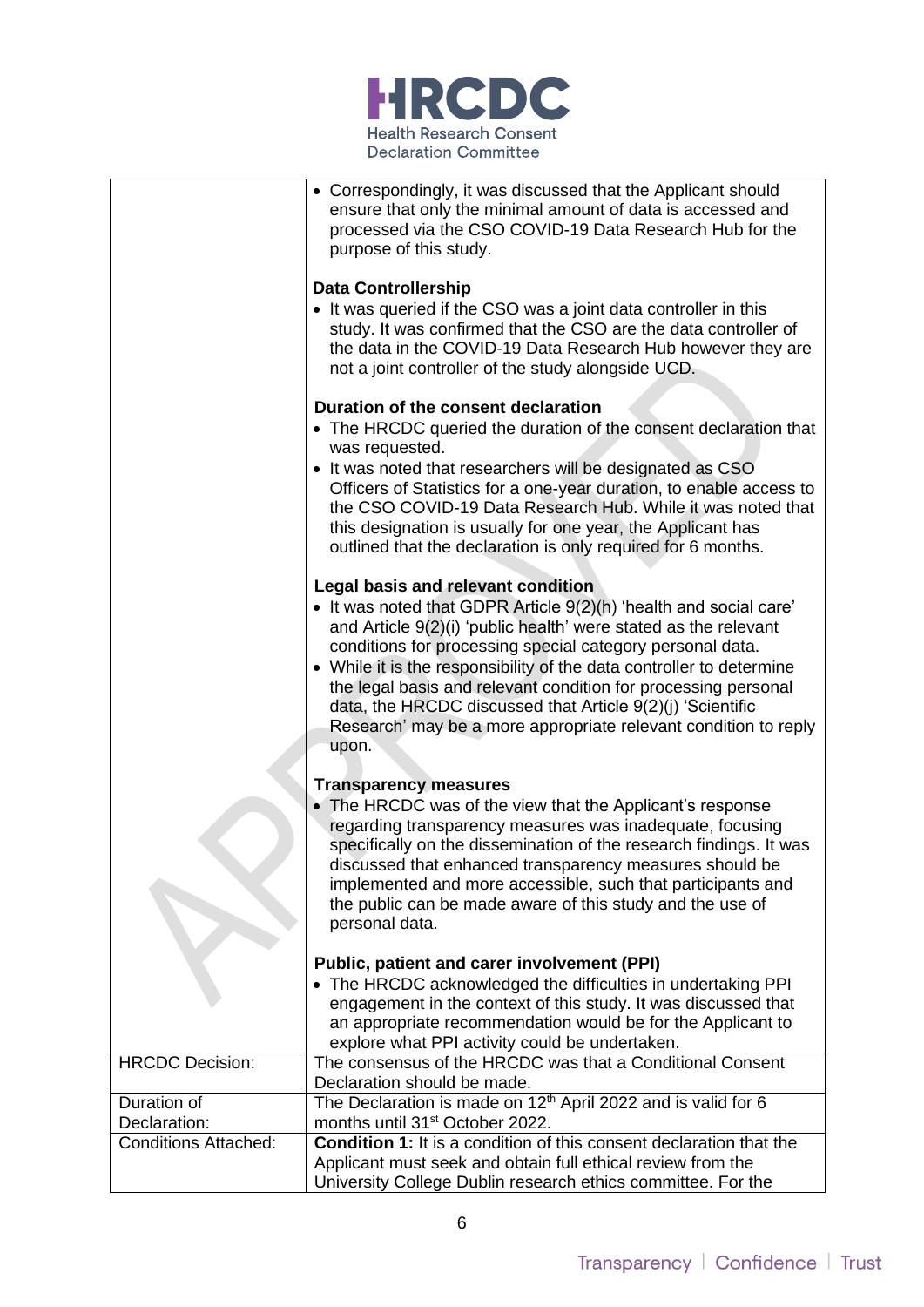| | |
|---|---|
| | • Correspondingly, it was discussed that the Applicant should ensure that only the minimal amount of data is accessed and processed via the CSO COVID-19 Data Research Hub for the purpose of this study.<br><br>**Data Controllership**<br>• It was queried if the CSO was a joint data controller in this study. It was confirmed that the CSO are the data controller of the data in the COVID-19 Data Research Hub however they are not a joint controller of the study alongside UCD.<br><br>**Duration of the consent declaration**<br>• The HRCDC queried the duration of the consent declaration that was requested.<br>• It was noted that researchers will be designated as CSO Officers of Statistics for a one-year duration, to enable access to the CSO COVID-19 Data Research Hub. While it was noted that this designation is usually for one year, the Applicant has outlined that the declaration is only required for 6 months.<br><br>**Legal basis and relevant condition**<br>• It was noted that GDPR Article 9(2)(h) 'health and social care' and Article 9(2)(i) 'public health' were stated as the relevant conditions for processing special category personal data.<br>• While it is the responsibility of the data controller to determine the legal basis and relevant condition for processing personal data, the HRCDC discussed that Article 9(2)(j) 'Scientific Research' may be a more appropriate relevant condition to reply upon.<br><br>**Transparency measures**<br>• The HRCDC was of the view that the Applicant's response regarding transparency measures was inadequate, focusing specifically on the dissemination of the research findings. It was discussed that enhanced transparency measures should be implemented and more accessible, such that participants and the public can be made aware of this study and the use of personal data.<br><br>**Public, patient and carer involvement (PPI)**<br>• The HRCDC acknowledged the difficulties in undertaking PPI engagement in the context of this study. It was discussed that an appropriate recommendation would be for the Applicant to explore what PPI activity could be undertaken. |
| HRCDC Decision: | The consensus of the HRCDC was that a Conditional Consent Declaration should be made. |
| Duration of Declaration: | The Declaration is made on 12th April 2022 and is valid for 6 months until 31st October 2022. |
| Conditions Attached: | **Condition 1:** It is a condition of this consent declaration that the Applicant must seek and obtain full ethical review from the University College Dublin research ethics committee. For the |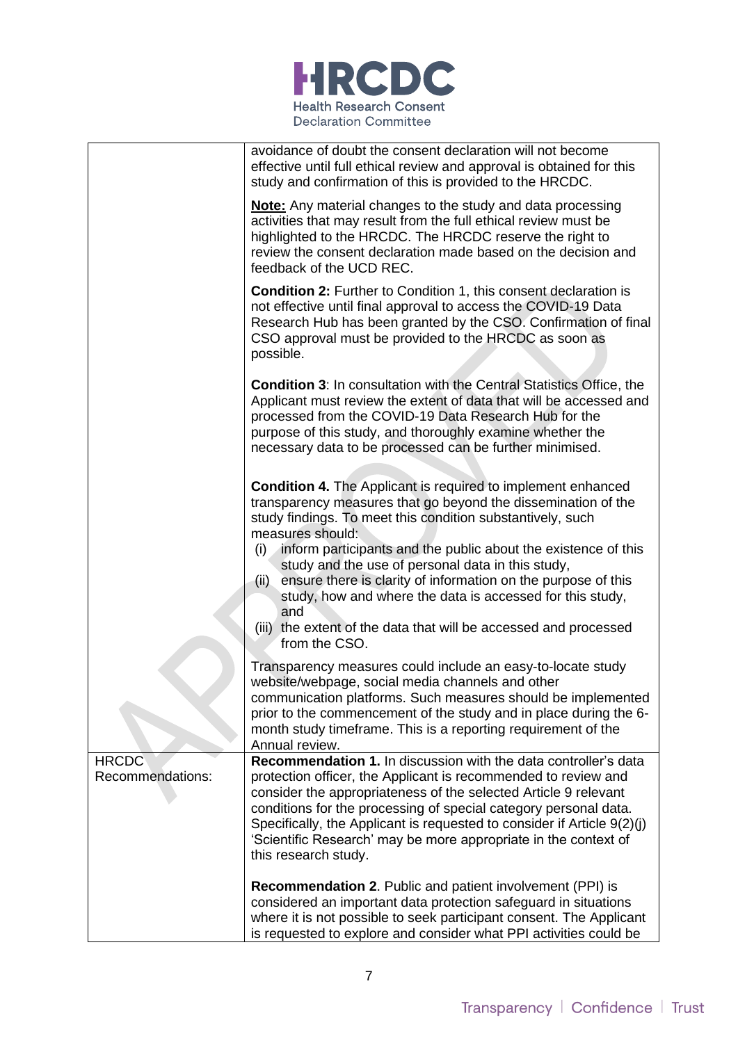| | |
|---|---|
| | avoidance of doubt the consent declaration will not become effective until full ethical review and approval is obtained for this study and confirmation of this is provided to the HRCDC.<br><br>**Note:** Any material changes to the study and data processing activities that may result from the full ethical review must be highlighted to the HRCDC. The HRCDC reserve the right to review the consent declaration made based on the decision and feedback of the UCD REC.<br><br>**Condition 2:** Further to Condition 1, this consent declaration is not effective until final approval to access the COVID-19 Data Research Hub has been granted by the CSO. Confirmation of final CSO approval must be provided to the HRCDC as soon as possible.<br><br>**Condition 3**: In consultation with the Central Statistics Office, the Applicant must review the extent of data that will be accessed and processed from the COVID-19 Data Research Hub for the purpose of this study, and thoroughly examine whether the necessary data to be processed can be further minimised.<br><br>**Condition 4.** The Applicant is required to implement enhanced transparency measures that go beyond the dissemination of the study findings. To meet this condition substantively, such measures should:<br>(i) inform participants and the public about the existence of this study and the use of personal data in this study,<br>(ii) ensure there is clarity of information on the purpose of this study, how and where the data is accessed for this study, and<br>(iii) the extent of the data that will be accessed and processed from the CSO.<br><br>Transparency measures could include an easy-to-locate study website/webpage, social media channels and other communication platforms. Such measures should be implemented prior to the commencement of the study and in place during the 6-month study timeframe. This is a reporting requirement of the Annual review. |
| HRCDC Recommendations: | **Recommendation 1.** In discussion with the data controller's data protection officer, the Applicant is recommended to review and consider the appropriateness of the selected Article 9 relevant conditions for the processing of special category personal data. Specifically, the Applicant is requested to consider if Article 9(2)(j) 'Scientific Research' may be more appropriate in the context of this research study.<br><br>**Recommendation 2**. Public and patient involvement (PPI) is considered an important data protection safeguard in situations where it is not possible to seek participant consent. The Applicant is requested to explore and consider what PPI activities could be |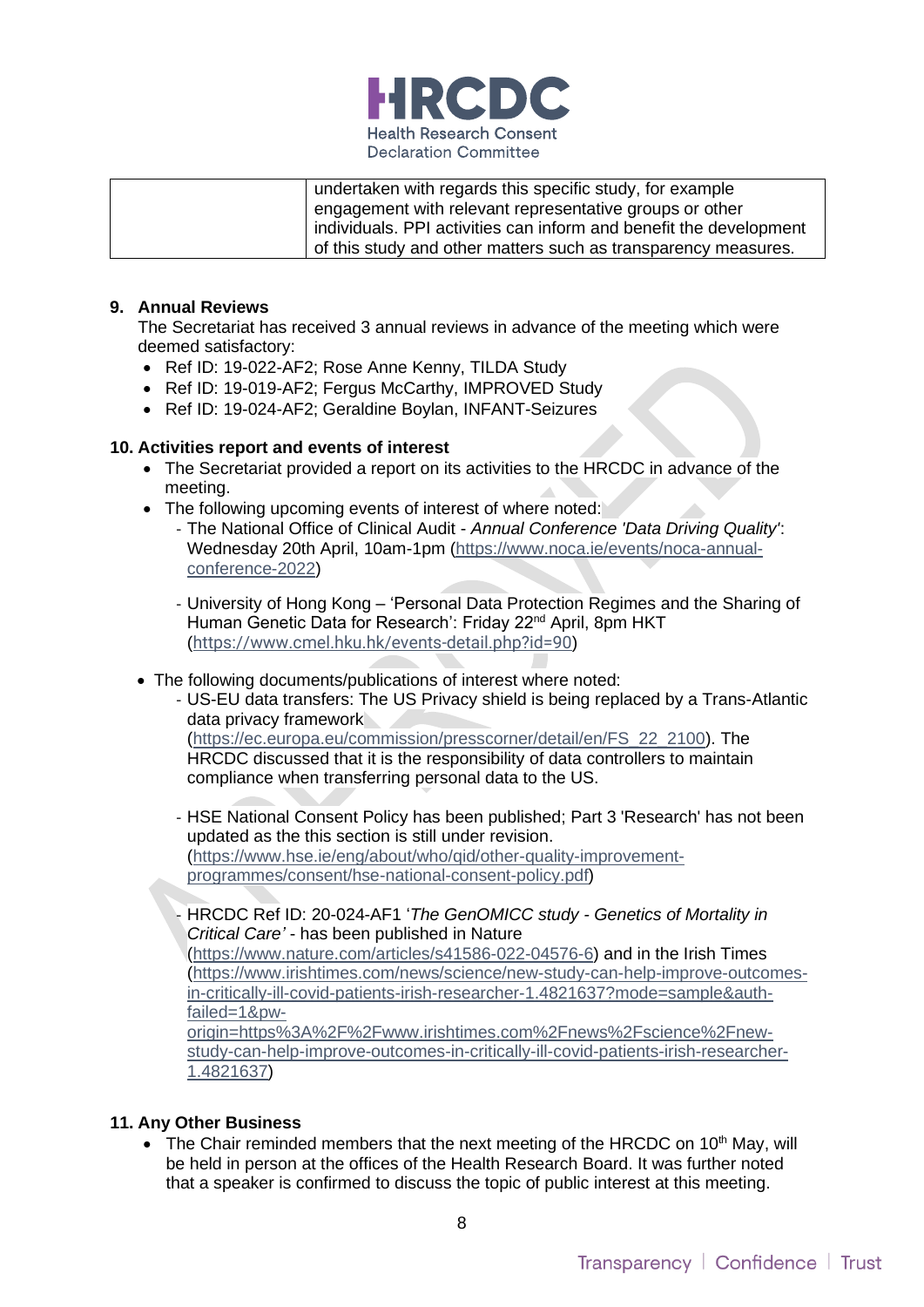| | |
|---|---|
| | undertaken with regards this specific study, for example engagement with relevant representative groups or other individuals. PPI activities can inform and benefit the development of this study and other matters such as transparency measures. |

**9. Annual Reviews**

The Secretariat has received 3 annual reviews in advance of the meeting which were deemed satisfactory:

- Ref ID: 19-022-AF2; Rose Anne Kenny, TILDA Study
- Ref ID: 19-019-AF2; Fergus McCarthy, IMPROVED Study
- Ref ID: 19-024-AF2; Geraldine Boylan, INFANT-Seizures

**10. Activities report and events of interest**

- The Secretariat provided a report on its activities to the HRCDC in advance of the meeting.
- The following upcoming events of interest of where noted:
  - The National Office of Clinical Audit - *Annual Conference 'Data Driving Quality'*: Wednesday 20th April, 10am-1pm (https://www.noca.ie/events/noca-annual-conference-2022)
  - University of Hong Kong – 'Personal Data Protection Regimes and the Sharing of Human Genetic Data for Research': Friday 22nd April, 8pm HKT (https://www.cmel.hku.hk/events-detail.php?id=90)
- The following documents/publications of interest where noted:
  - US-EU data transfers: The US Privacy shield is being replaced by a Trans-Atlantic data privacy framework (https://ec.europa.eu/commission/presscorner/detail/en/FS_22_2100). The HRCDC discussed that it is the responsibility of data controllers to maintain compliance when transferring personal data to the US.
  - HSE National Consent Policy has been published; Part 3 'Research' has not been updated as the this section is still under revision. (https://www.hse.ie/eng/about/who/qid/other-quality-improvement-programmes/consent/hse-national-consent-policy.pdf)
  - HRCDC Ref ID: 20-024-AF1 '*The GenOMICC study - Genetics of Mortality in Critical Care'* - has been published in Nature (https://www.nature.com/articles/s41586-022-04576-6) and in the Irish Times (https://www.irishtimes.com/news/science/new-study-can-help-improve-outcomes-in-critically-ill-covid-patients-irish-researcher-1.4821637?mode=sample&auth-failed=1&pw-origin=https%3A%2F%2Fwww.irishtimes.com%2Fnews%2Fscience%2Fnew-study-can-help-improve-outcomes-in-critically-ill-covid-patients-irish-researcher-1.4821637)

**11. Any Other Business**

- The Chair reminded members that the next meeting of the HRCDC on 10th May, will be held in person at the offices of the Health Research Board. It was further noted that a speaker is confirmed to discuss the topic of public interest at this meeting.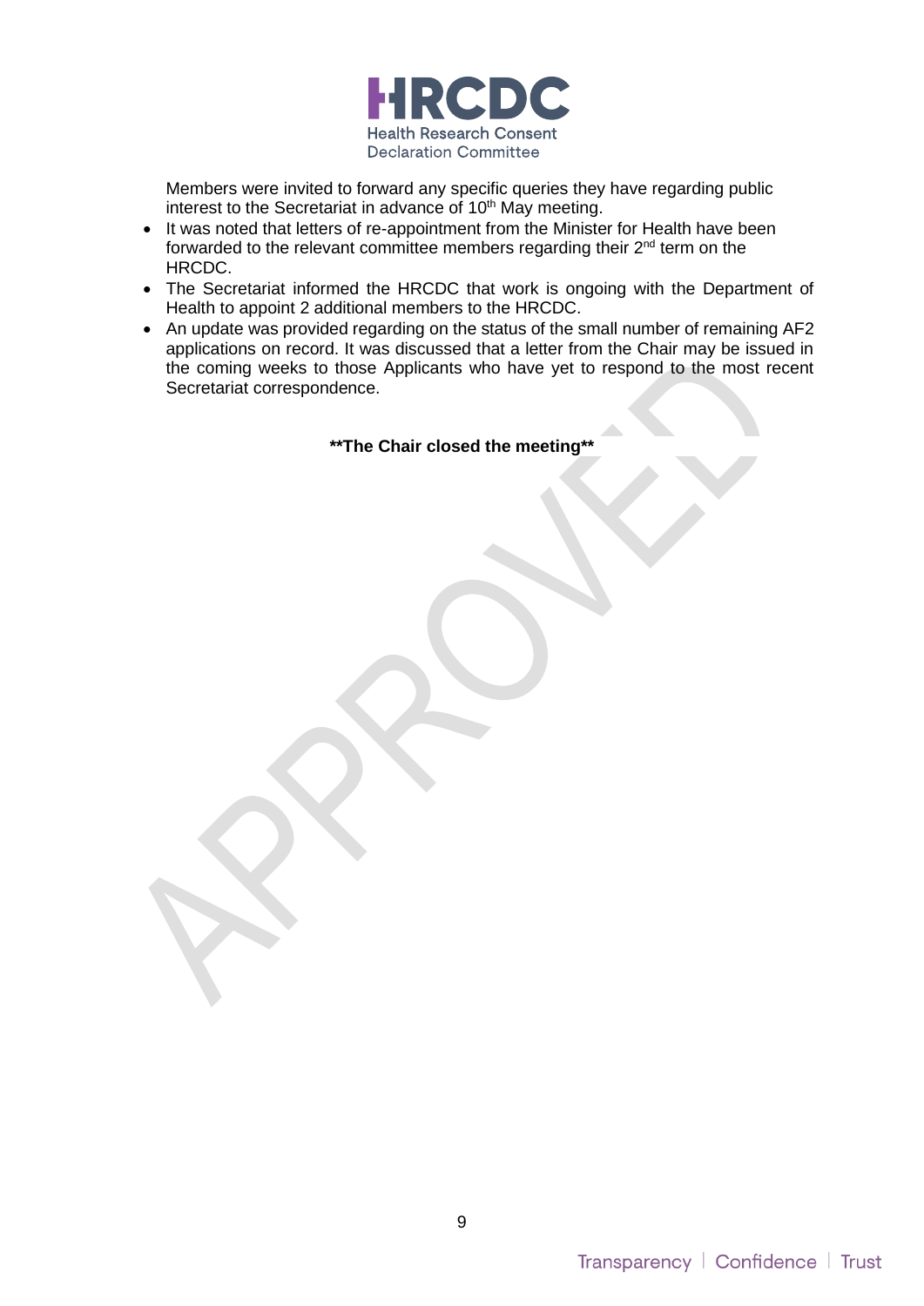Members were invited to forward any specific queries they have regarding public interest to the Secretariat in advance of 10th May meeting.

- It was noted that letters of re-appointment from the Minister for Health have been forwarded to the relevant committee members regarding their 2nd term on the HRCDC.
- The Secretariat informed the HRCDC that work is ongoing with the Department of Health to appoint 2 additional members to the HRCDC.
- An update was provided regarding on the status of the small number of remaining AF2 applications on record. It was discussed that a letter from the Chair may be issued in the coming weeks to those Applicants who have yet to respond to the most recent Secretariat correspondence.

**\*\*The Chair closed the meeting\*\***